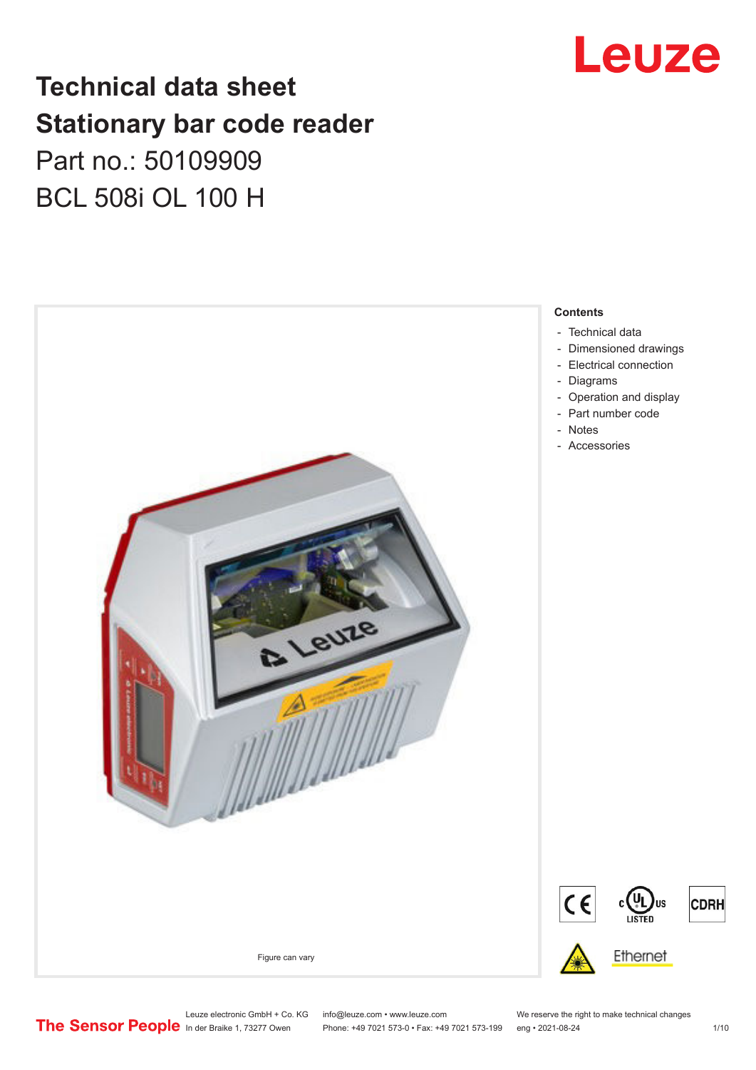# Technical data sheet
# Stationary bar code reader

Part no.: 50109909

BCL 508i OL 100 H

Figure can vary

**Contents**

- Technical data
- Dimensioned drawings
- Electrical connection
- Diagrams
- Operation and display
- Part number code
- Notes
- Accessories

Leuze electronic GmbH + Co. KG
In der Braike 1, 73277 Owen

info@leuze.com • www.leuze.com
Phone: +49 7021 573-0 • Fax: +49 7021 573-199

We reserve the right to make technical changes
eng • 2021-08-24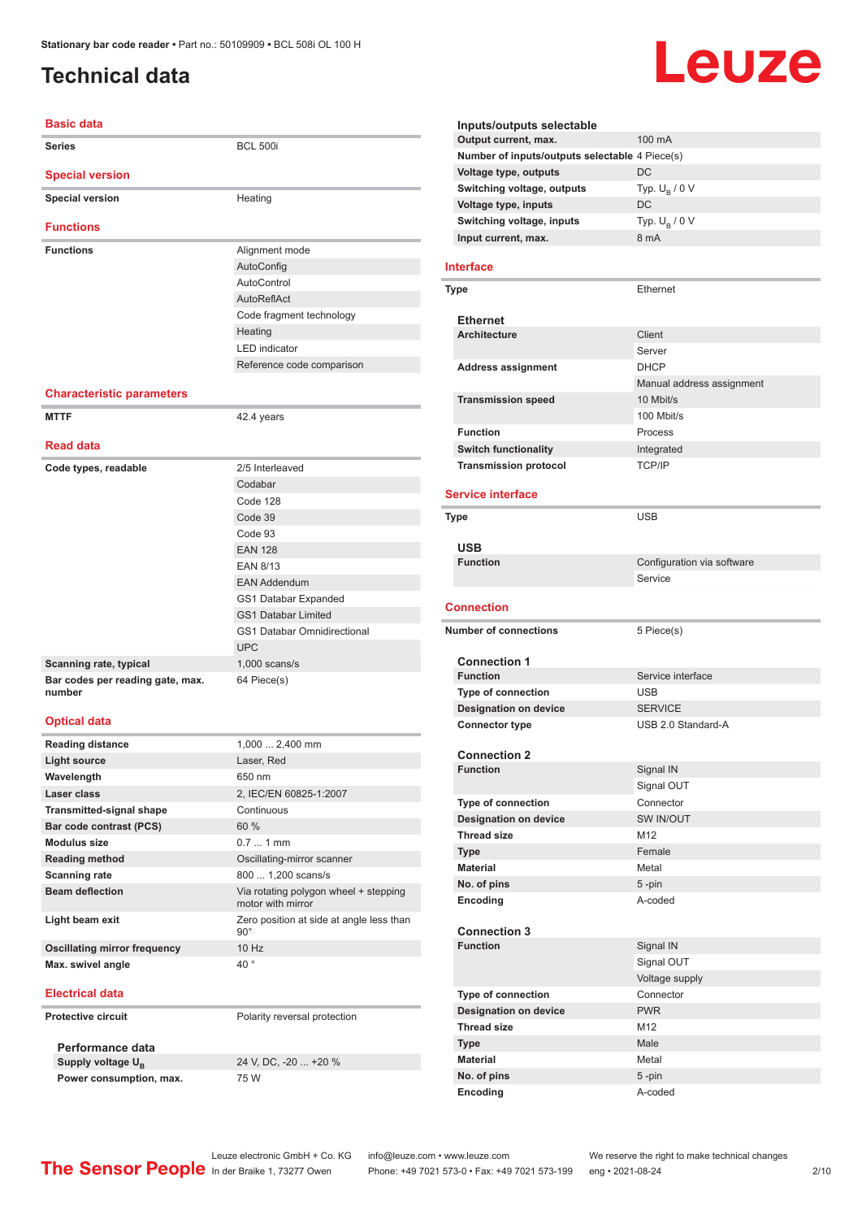# Technical data

## Basic data

| | |
|---|---|
| Series | BCL 500i |

## Special version

| | |
|---|---|
| Special version | Heating |

## Functions

| | |
|---|---|
| Functions | Alignment mode |
| | AutoConfig |
| | AutoControl |
| | AutoReflAct |
| | Code fragment technology |
| | Heating |
| | LED indicator |
| | Reference code comparison |

## Characteristic parameters

| | |
|---|---|
| MTTF | 42.4 years |

## Read data

| | |
|---|---|
| Code types, readable | 2/5 Interleaved |
| | Codabar |
| | Code 128 |
| | Code 39 |
| | Code 93 |
| | EAN 128 |
| | EAN 8/13 |
| | EAN Addendum |
| | GS1 Databar Expanded |
| | GS1 Databar Limited |
| | GS1 Databar Omnidirectional |
| | UPC |
| Scanning rate, typical | 1,000 scans/s |
| Bar codes per reading gate, max. number | 64 Piece(s) |

## Optical data

| | |
|---|---|
| Reading distance | 1,000 ... 2,400 mm |
| Light source | Laser, Red |
| Wavelength | 650 nm |
| Laser class | 2, IEC/EN 60825-1:2007 |
| Transmitted-signal shape | Continuous |
| Bar code contrast (PCS) | 60 % |
| Modulus size | 0.7 ... 1 mm |
| Reading method | Oscillating-mirror scanner |
| Scanning rate | 800 ... 1,200 scans/s |
| Beam deflection | Via rotating polygon wheel + stepping motor with mirror |
| Light beam exit | Zero position at side at angle less than 90° |
| Oscillating mirror frequency | 10 Hz |
| Max. swivel angle | 40 ° |

## Electrical data

| | |
|---|---|
| Protective circuit | Polarity reversal protection |

### Performance data

| | |
|---|---|
| Supply voltage $U_B$ | 24 V, DC, -20 ... +20 % |
| Power consumption, max. | 75 W |

### Inputs/outputs selectable

| | |
|---|---|
| Output current, max. | 100 mA |
| Number of inputs/outputs selectable | 4 Piece(s) |
| Voltage type, outputs | DC |
| Switching voltage, outputs | Typ. $U_B$ / 0 V |
| Voltage type, inputs | DC |
| Switching voltage, inputs | Typ. $U_B$ / 0 V |
| Input current, max. | 8 mA |

## Interface

| | |
|---|---|
| Type | Ethernet |

### Ethernet

| | |
|---|---|
| Architecture | Client |
| | Server |
| Address assignment | DHCP |
| | Manual address assignment |
| Transmission speed | 10 Mbit/s |
| | 100 Mbit/s |
| Function | Process |
| Switch functionality | Integrated |
| Transmission protocol | TCP/IP |

## Service interface

| | |
|---|---|
| Type | USB |

### USB

| | |
|---|---|
| Function | Configuration via software |
| | Service |

## Connection

| | |
|---|---|
| Number of connections | 5 Piece(s) |

### Connection 1

| | |
|---|---|
| Function | Service interface |
| Type of connection | USB |
| Designation on device | SERVICE |
| Connector type | USB 2.0 Standard-A |

### Connection 2

| | |
|---|---|
| Function | Signal IN |
| | Signal OUT |
| Type of connection | Connector |
| Designation on device | SW IN/OUT |
| Thread size | M12 |
| Type | Female |
| Material | Metal |
| No. of pins | 5 -pin |
| Encoding | A-coded |

### Connection 3

| | |
|---|---|
| Function | Signal IN |
| | Signal OUT |
| | Voltage supply |
| Type of connection | Connector |
| Designation on device | PWR |
| Thread size | M12 |
| Type | Male |
| Material | Metal |
| No. of pins | 5 -pin |
| Encoding | A-coded |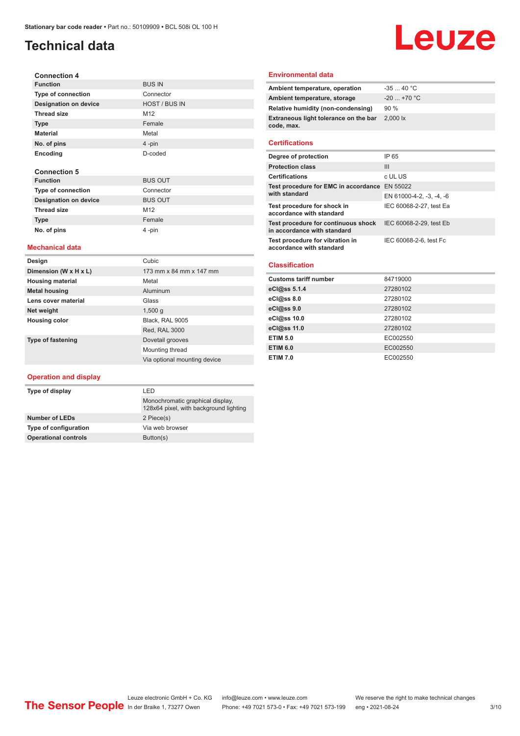# Technical data

### Connection 4

| | |
|---|---|
| **Function** | BUS IN |
| **Type of connection** | Connector |
| **Designation on device** | HOST / BUS IN |
| **Thread size** | M12 |
| **Type** | Female |
| **Material** | Metal |
| **No. of pins** | 4 -pin |
| **Encoding** | D-coded |

### Connection 5

| | |
|---|---|
| **Function** | BUS OUT |
| **Type of connection** | Connector |
| **Designation on device** | BUS OUT |
| **Thread size** | M12 |
| **Type** | Female |
| **No. of pins** | 4 -pin |

## Mechanical data

| | |
|---|---|
| **Design** | Cubic |
| **Dimension (W x H x L)** | 173 mm x 84 mm x 147 mm |
| **Housing material** | Metal |
| **Metal housing** | Aluminum |
| **Lens cover material** | Glass |
| **Net weight** | 1,500 g |
| **Housing color** | Black, RAL 9005 |
| | Red, RAL 3000 |
| **Type of fastening** | Dovetail grooves |
| | Mounting thread |
| | Via optional mounting device |

## Operation and display

| | |
|---|---|
| **Type of display** | LED |
| | Monochromatic graphical display, 128x64 pixel, with background lighting |
| **Number of LEDs** | 2 Piece(s) |
| **Type of configuration** | Via web browser |
| **Operational controls** | Button(s) |

## Environmental data

| | |
|---|---|
| **Ambient temperature, operation** | -35 ... 40 °C |
| **Ambient temperature, storage** | -20 ... +70 °C |
| **Relative humidity (non-condensing)** | 90 % |
| **Extraneous light tolerance on the bar code, max.** | 2,000 lx |

## Certifications

| | |
|---|---|
| **Degree of protection** | IP 65 |
| **Protection class** | III |
| **Certifications** | c UL US |
| **Test procedure for EMC in accordance with standard** | EN 55022 |
| | EN 61000-4-2, -3, -4, -6 |
| **Test procedure for shock in accordance with standard** | IEC 60068-2-27, test Ea |
| **Test procedure for continuous shock in accordance with standard** | IEC 60068-2-29, test Eb |
| **Test procedure for vibration in accordance with standard** | IEC 60068-2-6, test Fc |

## Classification

| | |
|---|---|
| **Customs tariff number** | 84719000 |
| **eCl@ss 5.1.4** | 27280102 |
| **eCl@ss 8.0** | 27280102 |
| **eCl@ss 9.0** | 27280102 |
| **eCl@ss 10.0** | 27280102 |
| **eCl@ss 11.0** | 27280102 |
| **ETIM 5.0** | EC002550 |
| **ETIM 6.0** | EC002550 |
| **ETIM 7.0** | EC002550 |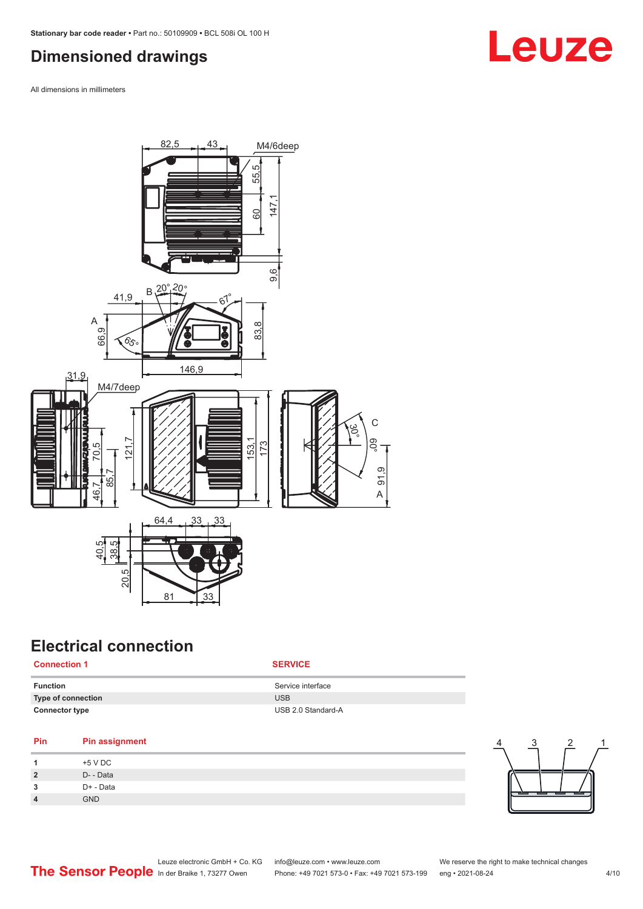# Dimensioned drawings

All dimensions in millimeters

82,5
43
M4/6deep
55,5
60
147,1
9,6
B
20°
20°
41,9
67°
A
66,9
65°
83,8
146,9
31,9
M4/7deep
121,7
70,5
85,7
46,7
153,1
173
C
30°
60°
91,9
A
64,4
33
33
40,5
38,5
20,5
81
33

# Electrical connection

| Connection 1 | SERVICE |
|---|---|
| **Function** | Service interface |
| **Type of connection** | USB |
| **Connector type** | USB 2.0 Standard-A |

| Pin | Pin assignment |
|---|---|
| 1 | +5 V DC |
| 2 | D- - Data |
| 3 | D+ - Data |
| 4 | GND |

4
3
2
1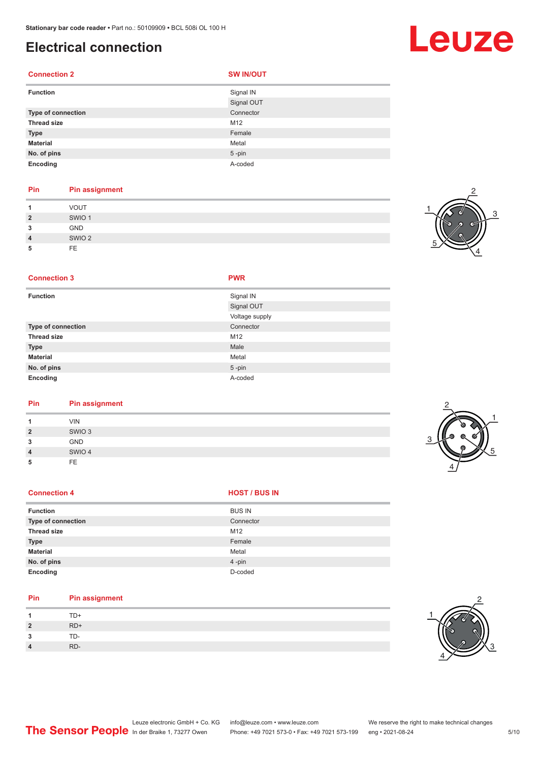# Electrical connection

| Connection 2 | SW IN/OUT |
|---|---|
| **Function** | Signal IN |
| | Signal OUT |
| **Type of connection** | Connector |
| **Thread size** | M12 |
| **Type** | Female |
| **Material** | Metal |
| **No. of pins** | 5 -pin |
| **Encoding** | A-coded |

| Pin | Pin assignment |
|---|---|
| 1 | VOUT |
| 2 | SWIO 1 |
| 3 | GND |
| 4 | SWIO 2 |
| 5 | FE |

1
2
3
4
5

| Connection 3 | PWR |
|---|---|
| **Function** | Signal IN |
| | Signal OUT |
| | Voltage supply |
| **Type of connection** | Connector |
| **Thread size** | M12 |
| **Type** | Male |
| **Material** | Metal |
| **No. of pins** | 5 -pin |
| **Encoding** | A-coded |

| Pin | Pin assignment |
|---|---|
| 1 | VIN |
| 2 | SWIO 3 |
| 3 | GND |
| 4 | SWIO 4 |
| 5 | FE |

2
1
3
5
4

| Connection 4 | HOST / BUS IN |
|---|---|
| **Function** | BUS IN |
| **Type of connection** | Connector |
| **Thread size** | M12 |
| **Type** | Female |
| **Material** | Metal |
| **No. of pins** | 4 -pin |
| **Encoding** | D-coded |

| Pin | Pin assignment |
|---|---|
| 1 | TD+ |
| 2 | RD+ |
| 3 | TD- |
| 4 | RD- |

2
1
3
4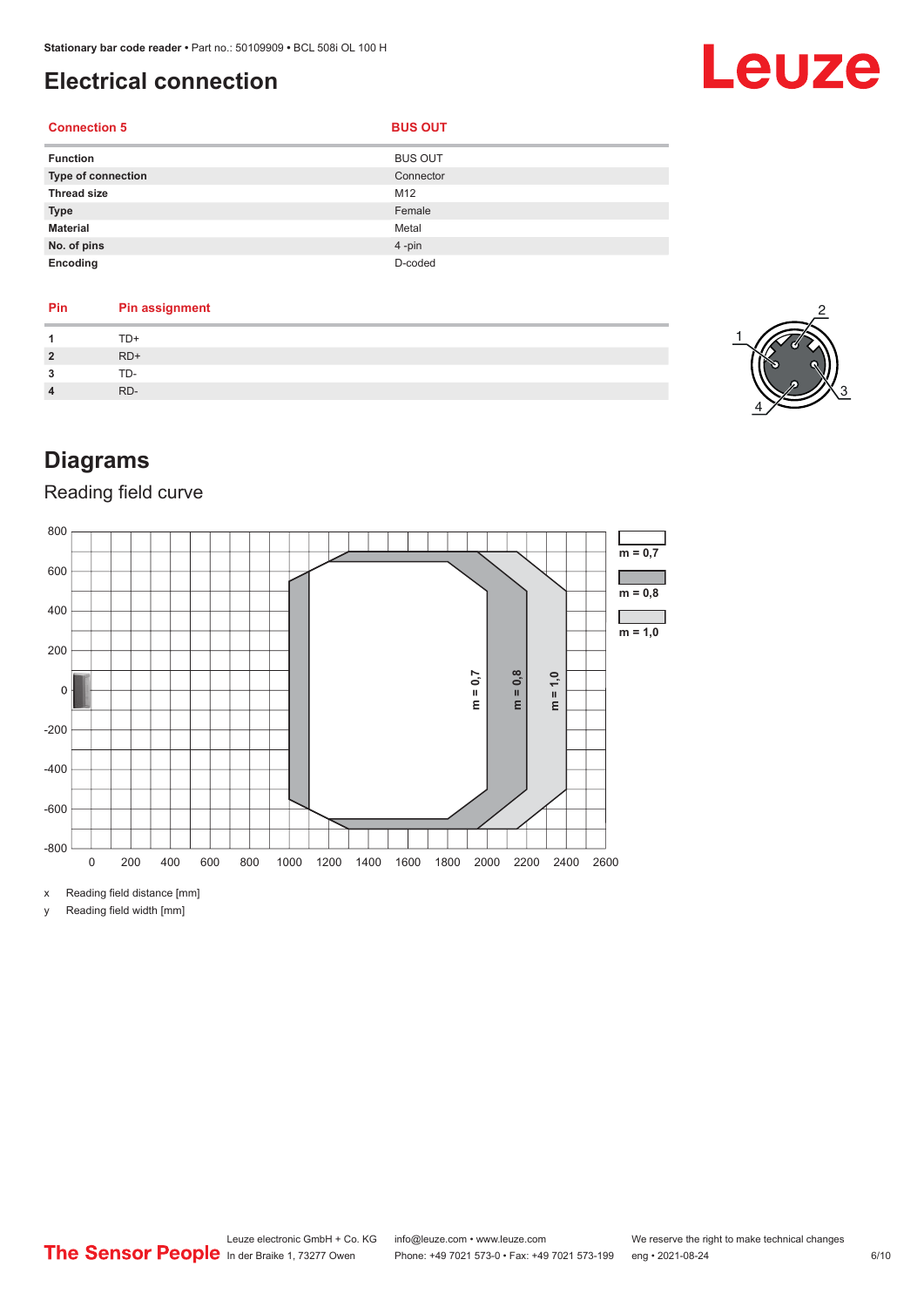# Electrical connection

| Connection 5 | BUS OUT |
|---|---|
| Function | BUS OUT |
| Type of connection | Connector |
| Thread size | M12 |
| Type | Female |
| Material | Metal |
| No. of pins | 4 -pin |
| Encoding | D-coded |

| Pin | Pin assignment |
|---|---|
| 1 | TD+ |
| 2 | RD+ |
| 3 | TD- |
| 4 | RD- |

1
2
3
4

# Diagrams

## Reading field curve

800
600
400
200
0
-200
-400
-600
-800

0 200 400 600 800 1000 1200 1400 1600 1800 2000 2200 2400 2600

m = 0,7
m = 0,8
m = 1,0

x Reading field distance [mm]

y Reading field width [mm]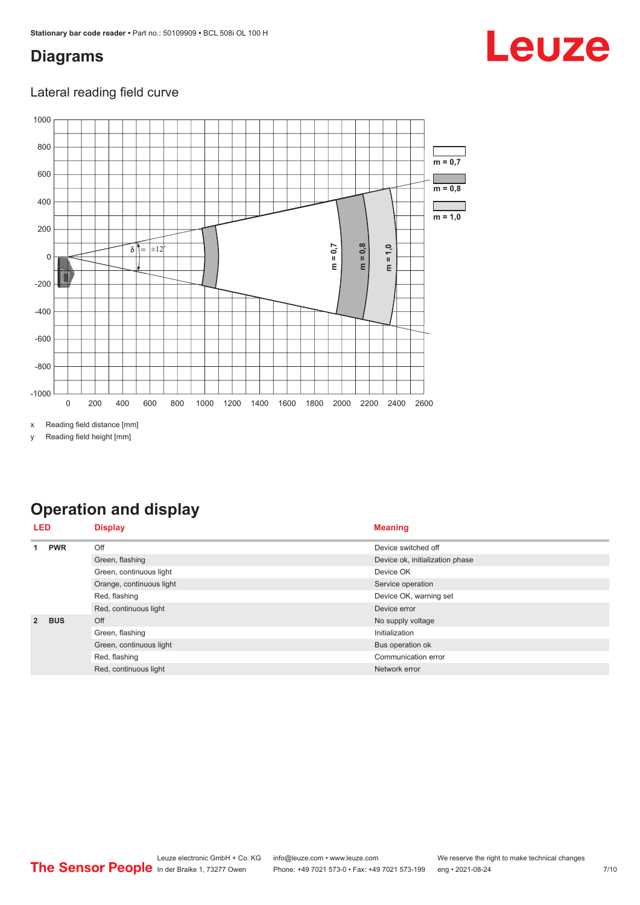## Diagrams

### Lateral reading field curve

1000
800
600
400
200
0
-200
-400
-600
-800
-1000

0 200 400 600 800 1000 1200 1400 1600 1800 2000 2200 2400 2600

δ = ±12°

m = 0,7
m = 0,8
m = 1,0

x Reading field distance [mm]

y Reading field height [mm]

## Operation and display

| LED | | Display | Meaning |
|---|---|---|---|
| 1 | PWR | Off | Device switched off |
| | | Green, flashing | Device ok, initialization phase |
| | | Green, continuous light | Device OK |
| | | Orange, continuous light | Service operation |
| | | Red, flashing | Device OK, warning set |
| | | Red, continuous light | Device error |
| 2 | BUS | Off | No supply voltage |
| | | Green, flashing | Initialization |
| | | Green, continuous light | Bus operation ok |
| | | Red, flashing | Communication error |
| | | Red, continuous light | Network error |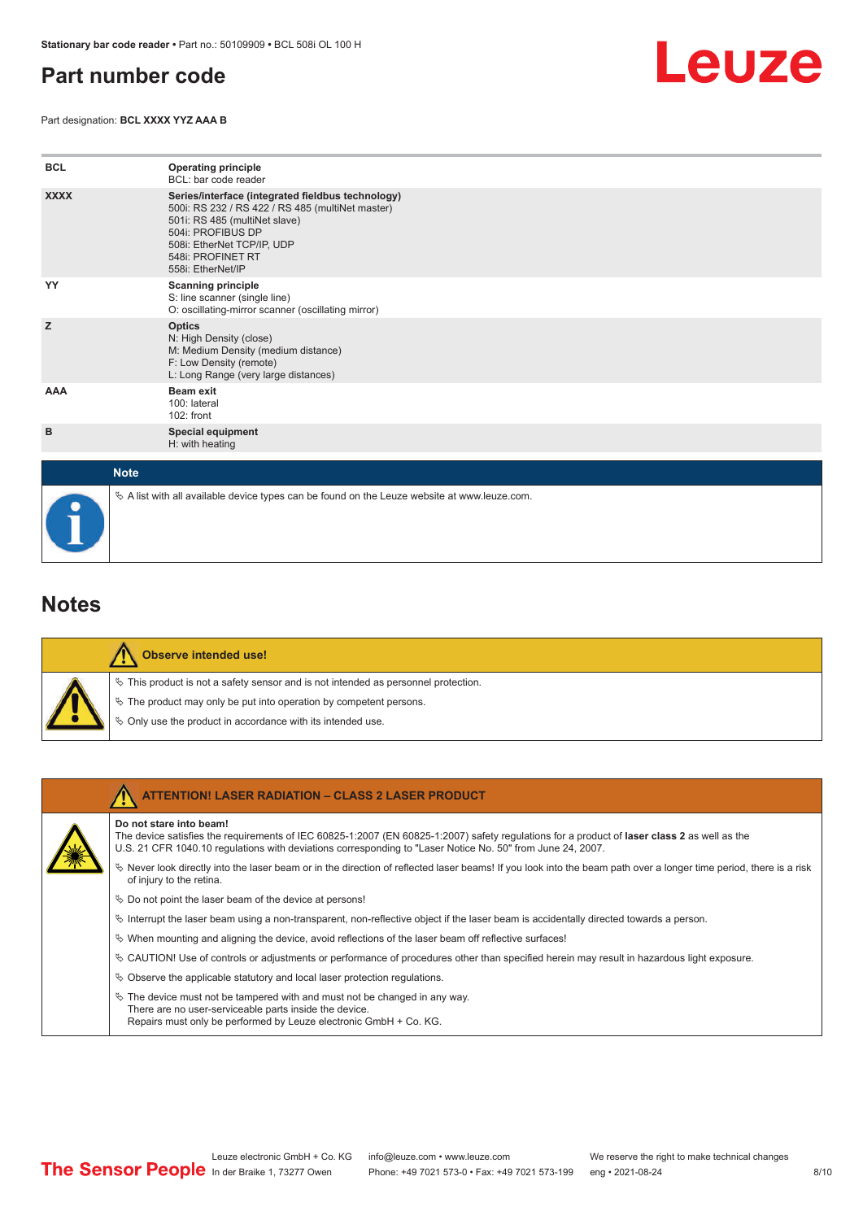# Part number code

Part designation: **BCL XXXX YYZ AAA B**

| | |
|---|---|
| **BCL** | **Operating principle**<br>BCL: bar code reader |
| **XXXX** | **Series/interface (integrated fieldbus technology)**<br>500i: RS 232 / RS 422 / RS 485 (multiNet master)<br>501i: RS 485 (multiNet slave)<br>504i: PROFIBUS DP<br>508i: EtherNet TCP/IP, UDP<br>548i: PROFINET RT<br>558i: EtherNet/IP |
| **YY** | **Scanning principle**<br>S: line scanner (single line)<br>O: oscillating-mirror scanner (oscillating mirror) |
| **Z** | **Optics**<br>N: High Density (close)<br>M: Medium Density (medium distance)<br>F: Low Density (remote)<br>L: Long Range (very large distances) |
| **AAA** | **Beam exit**<br>100: lateral<br>102: front |
| **B** | **Special equipment**<br>H: with heating |

**Note**

- A list with all available device types can be found on the Leuze website at www.leuze.com.

# Notes

**Observe intended use!**

- This product is not a safety sensor and is not intended as personnel protection.
- The product may only be put into operation by competent persons.
- Only use the product in accordance with its intended use.

**ATTENTION! LASER RADIATION – CLASS 2 LASER PRODUCT**

**Do not stare into beam!**
The device satisfies the requirements of IEC 60825-1:2007 (EN 60825-1:2007) safety regulations for a product of **laser class 2** as well as the U.S. 21 CFR 1040.10 regulations with deviations corresponding to "Laser Notice No. 50" from June 24, 2007.

- Never look directly into the laser beam or in the direction of reflected laser beams! If you look into the beam path over a longer time period, there is a risk of injury to the retina.
- Do not point the laser beam of the device at persons!
- Interrupt the laser beam using a non-transparent, non-reflective object if the laser beam is accidentally directed towards a person.
- When mounting and aligning the device, avoid reflections of the laser beam off reflective surfaces!
- CAUTION! Use of controls or adjustments or performance of procedures other than specified herein may result in hazardous light exposure.
- Observe the applicable statutory and local laser protection regulations.
- The device must not be tampered with and must not be changed in any way.
  There are no user-serviceable parts inside the device.
  Repairs must only be performed by Leuze electronic GmbH + Co. KG.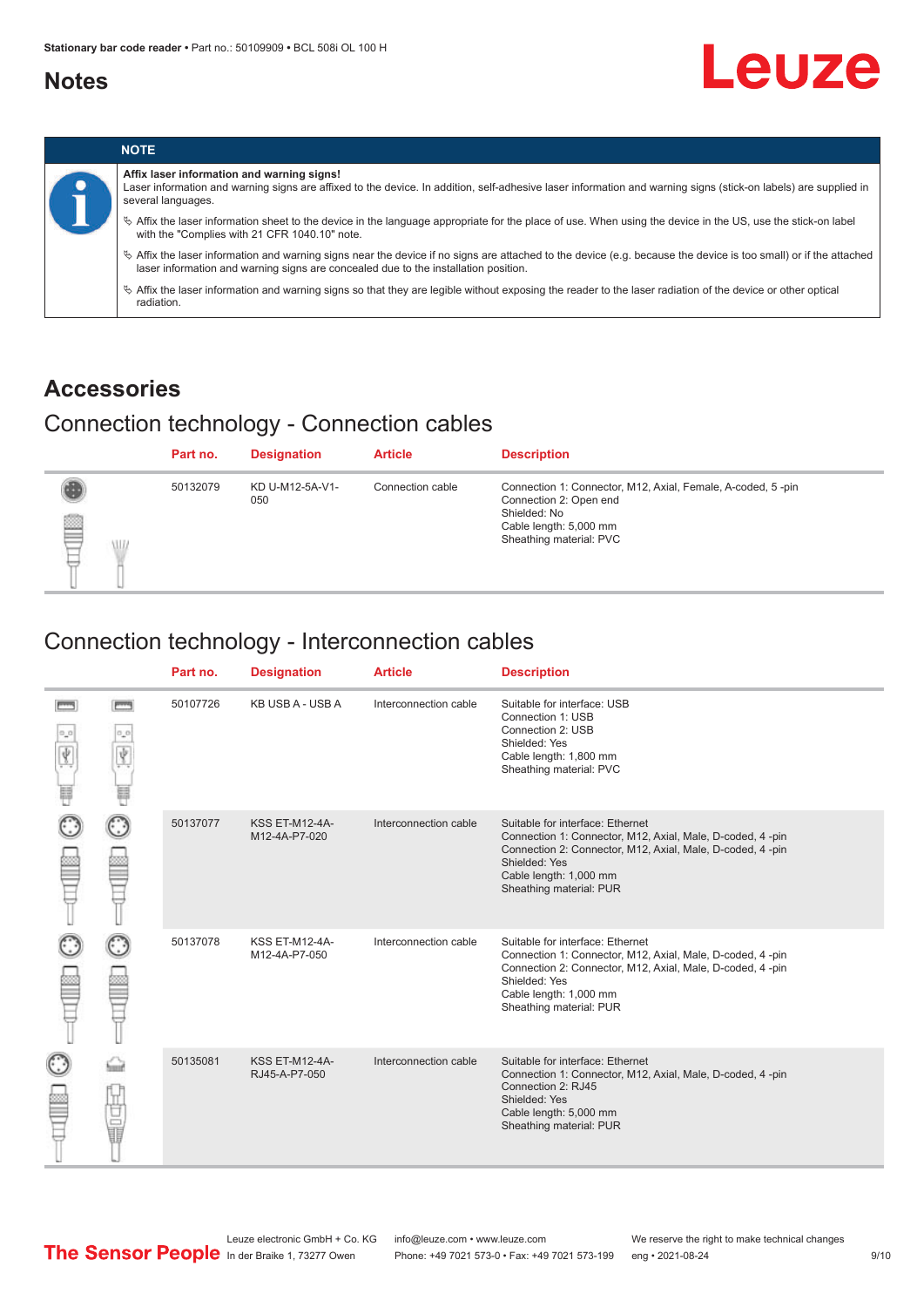# Notes

**NOTE**

**Affix laser information and warning signs!**
Laser information and warning signs are affixed to the device. In addition, self-adhesive laser information and warning signs (stick-on labels) are supplied in several languages.

- ✎ Affix the laser information sheet to the device in the language appropriate for the place of use. When using the device in the US, use the stick-on label with the "Complies with 21 CFR 1040.10" note.
- ✎ Affix the laser information and warning signs near the device if no signs are attached to the device (e.g. because the device is too small) or if the attached laser information and warning signs are concealed due to the installation position.
- ✎ Affix the laser information and warning signs so that they are legible without exposing the reader to the laser radiation of the device or other optical radiation.

# Accessories

## Connection technology - Connection cables

| Part no. | Designation | Article | Description |
|---|---|---|---|
| 50132079 | KD U-M12-5A-V1-050 | Connection cable | Connection 1: Connector, M12, Axial, Female, A-coded, 5 -pin<br>Connection 2: Open end<br>Shielded: No<br>Cable length: 5,000 mm<br>Sheathing material: PVC |

## Connection technology - Interconnection cables

| Part no. | Designation | Article | Description |
|---|---|---|---|
| 50107726 | KB USB A - USB A | Interconnection cable | Suitable for interface: USB<br>Connection 1: USB<br>Connection 2: USB<br>Shielded: Yes<br>Cable length: 1,800 mm<br>Sheathing material: PVC |
| 50137077 | KSS ET-M12-4A-M12-4A-P7-020 | Interconnection cable | Suitable for interface: Ethernet<br>Connection 1: Connector, M12, Axial, Male, D-coded, 4 -pin<br>Connection 2: Connector, M12, Axial, Male, D-coded, 4 -pin<br>Shielded: Yes<br>Cable length: 1,000 mm<br>Sheathing material: PUR |
| 50137078 | KSS ET-M12-4A-M12-4A-P7-050 | Interconnection cable | Suitable for interface: Ethernet<br>Connection 1: Connector, M12, Axial, Male, D-coded, 4 -pin<br>Connection 2: Connector, M12, Axial, Male, D-coded, 4 -pin<br>Shielded: Yes<br>Cable length: 1,000 mm<br>Sheathing material: PUR |
| 50135081 | KSS ET-M12-4A-RJ45-A-P7-050 | Interconnection cable | Suitable for interface: Ethernet<br>Connection 1: Connector, M12, Axial, Male, D-coded, 4 -pin<br>Connection 2: RJ45<br>Shielded: Yes<br>Cable length: 5,000 mm<br>Sheathing material: PUR |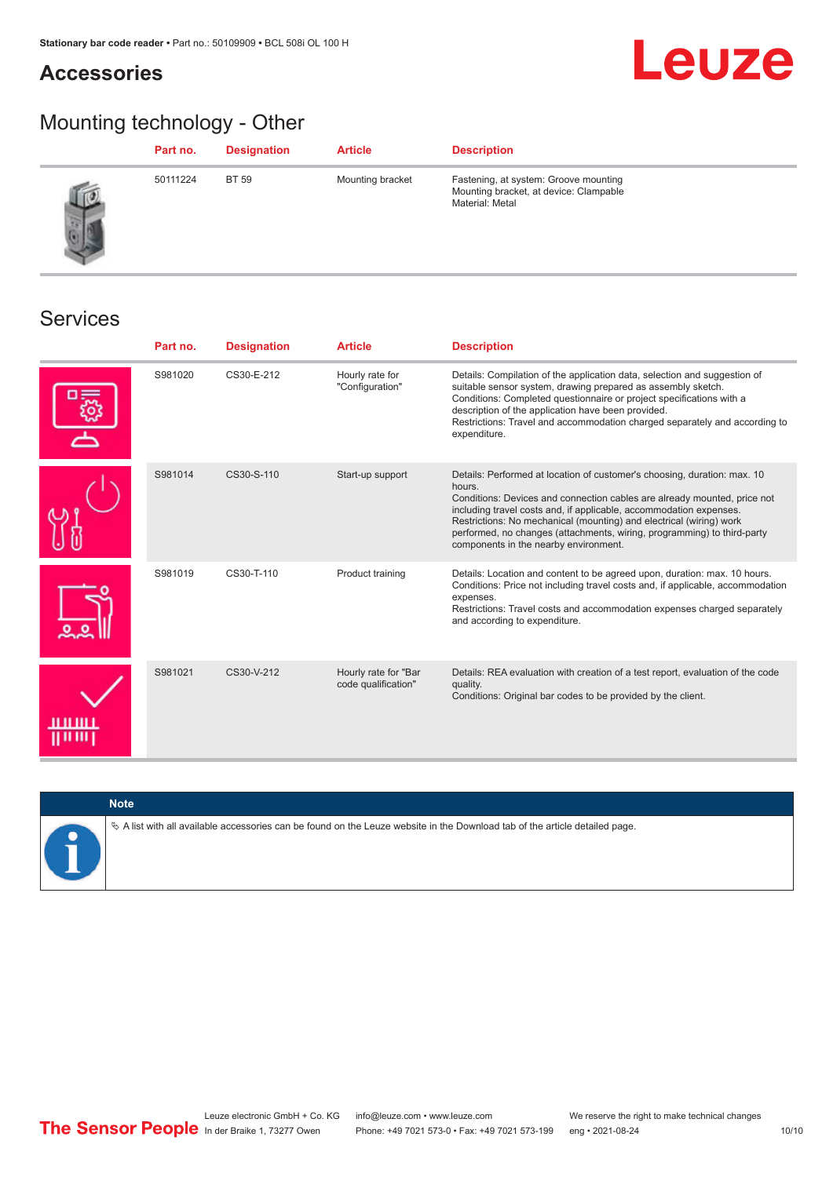## Accessories

### Mounting technology - Other

| | Part no. | Designation | Article | Description |
|---|---|---|---|---|
| | 50111224 | BT 59 | Mounting bracket | Fastening, at system: Groove mounting<br>Mounting bracket, at device: Clampable<br>Material: Metal |

### Services

| | Part no. | Designation | Article | Description |
|---|---|---|---|---|
| | S981020 | CS30-E-212 | Hourly rate for "Configuration" | Details: Compilation of the application data, selection and suggestion of suitable sensor system, drawing prepared as assembly sketch.<br>Conditions: Completed questionnaire or project specifications with a description of the application have been provided.<br>Restrictions: Travel and accommodation charged separately and according to expenditure. |
| | S981014 | CS30-S-110 | Start-up support | Details: Performed at location of customer's choosing, duration: max. 10 hours.<br>Conditions: Devices and connection cables are already mounted, price not including travel costs and, if applicable, accommodation expenses.<br>Restrictions: No mechanical (mounting) and electrical (wiring) work performed, no changes (attachments, wiring, programming) to third-party components in the nearby environment. |
| | S981019 | CS30-T-110 | Product training | Details: Location and content to be agreed upon, duration: max. 10 hours.<br>Conditions: Price not including travel costs and, if applicable, accommodation expenses.<br>Restrictions: Travel costs and accommodation expenses charged separately and according to expenditure. |
| | S981021 | CS30-V-212 | Hourly rate for "Bar code qualification" | Details: REA evaluation with creation of a test report, evaluation of the code quality.<br>Conditions: Original bar codes to be provided by the client. |

**Note**

↳ A list with all available accessories can be found on the Leuze website in the Download tab of the article detailed page.